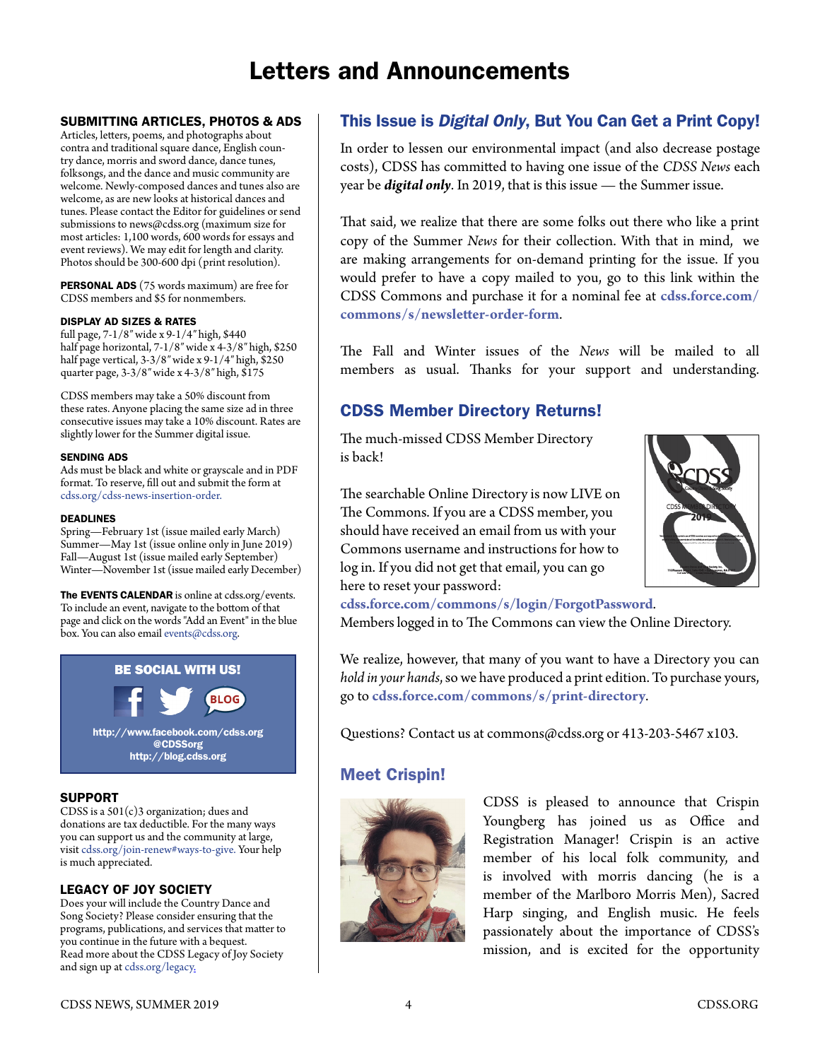# Letters and Announcements

### SUBMITTING ARTICLES, PHOTOS & ADS

Articles, letters, poems, and photographs about contra and traditional square dance, English country dance, morris and sword dance, dance tunes, folksongs, and the dance and music community are welcome. Newly-composed dances and tunes also are welcome, as are new looks at historical dances and tunes. Please contact the Editor for guidelines or send submissions to news@cdss.org (maximum size for most articles: 1,100 words, 600 words for essays and event reviews). We may edit for length and clarity. Photos should be 300-600 dpi (print resolution).

**PERSONAL ADS** (75 words maximum) are free for CDSS members and $5 for nonmembers.

**DISPLAY AD SIZES & RATES**

full page, 7-1/8″ wide x 9-1/4″ high, $440
half page horizontal, 7-1/8″ wide x 4-3/8″ high, $250
half page vertical, 3-3/8″ wide x 9-1/4″ high, $250
quarter page, 3-3/8″ wide x 4-3/8″ high, $175

CDSS members may take a 50% discount from these rates. Anyone placing the same size ad in three consecutive issues may take a 10% discount. Rates are slightly lower for the Summer digital issue.

**SENDING ADS**

Ads must be black and white or grayscale and in PDF format. To reserve, fill out and submit the form at cdss.org/cdss-news-insertion-order.

**DEADLINES**

Spring—February 1st (issue mailed early March)
Summer—May 1st (issue online only in June 2019)
Fall—August 1st (issue mailed early September)
Winter—November 1st (issue mailed early December)

**The EVENTS CALENDAR** is online at cdss.org/events. To include an event, navigate to the bottom of that page and click on the words "Add an Event" in the blue box. You can also email events@cdss.org.

**BE SOCIAL WITH US!**

http://www.facebook.com/cdss.org
@CDSSorg
http://blog.cdss.org

### SUPPORT

CDSS is a 501(c)3 organization; dues and donations are tax deductible. For the many ways you can support us and the community at large, visit cdss.org/join-renew#ways-to-give. Your help is much appreciated.

### LEGACY OF JOY SOCIETY

Does your will include the Country Dance and Song Society? Please consider ensuring that the programs, publications, and services that matter to you continue in the future with a bequest. Read more about the CDSS Legacy of Joy Society and sign up at cdss.org/legacy.

## This Issue is *Digital Only*, But You Can Get a Print Copy!

In order to lessen our environmental impact (and also decrease postage costs), CDSS has committed to having one issue of the *CDSS News* each year be ***digital only***. In 2019, that is this issue — the Summer issue.

That said, we realize that there are some folks out there who like a print copy of the Summer *News* for their collection. With that in mind, we are making arrangements for on-demand printing for the issue. If you would prefer to have a copy mailed to you, go to this link within the CDSS Commons and purchase it for a nominal fee at **cdss.force.com/commons/s/newsletter-order-form**.

The Fall and Winter issues of the *News* will be mailed to all members as usual. Thanks for your support and understanding.

## CDSS Member Directory Returns!

The much-missed CDSS Member Directory is back!

The searchable Online Directory is now LIVE on The Commons. If you are a CDSS member, you should have received an email from us with your Commons username and instructions for how to log in. If you did not get that email, you can go here to reset your password: **cdss.force.com/commons/s/login/ForgotPassword**. Members logged in to The Commons can view the Online Directory.

We realize, however, that many of you want to have a Directory you can *hold in your hands*, so we have produced a print edition. To purchase yours, go to **cdss.force.com/commons/s/print-directory**.

Questions? Contact us at commons@cdss.org or 413-203-5467 x103.

## Meet Crispin!

CDSS is pleased to announce that Crispin Youngberg has joined us as Office and Registration Manager! Crispin is an active member of his local folk community, and is involved with morris dancing (he is a member of the Marlboro Morris Men), Sacred Harp singing, and English music. He feels passionately about the importance of CDSS's mission, and is excited for the opportunity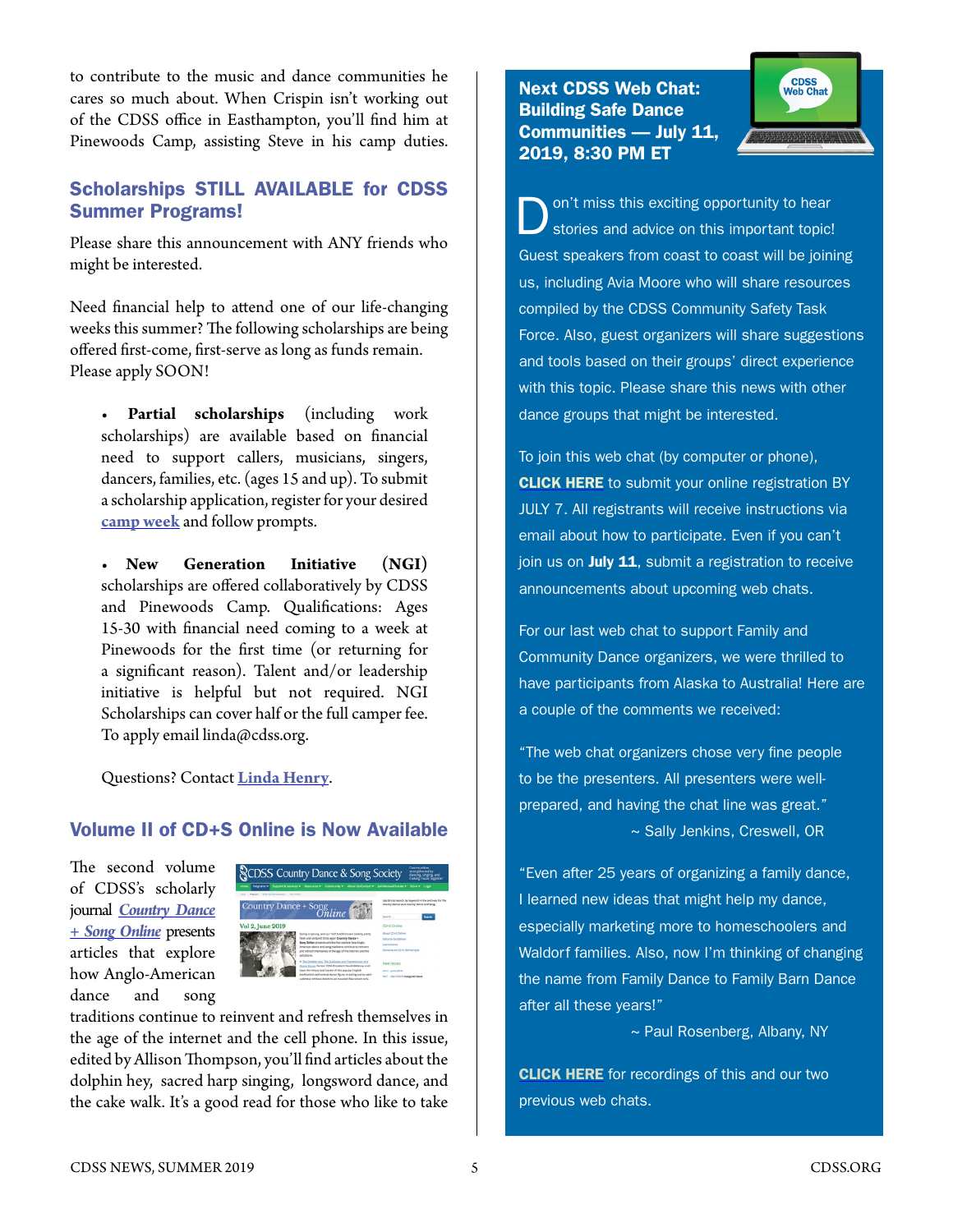to contribute to the music and dance communities he cares so much about. When Crispin isn't working out of the CDSS office in Easthampton, you'll find him at Pinewoods Camp, assisting Steve in his camp duties.

## Scholarships STILL AVAILABLE for CDSS Summer Programs!

Please share this announcement with ANY friends who might be interested.

Need financial help to attend one of our life-changing weeks this summer? The following scholarships are being offered first-come, first-serve as long as funds remain. Please apply SOON!

- **Partial scholarships** (including work scholarships) are available based on financial need to support callers, musicians, singers, dancers, families, etc. (ages 15 and up). To submit a scholarship application, register for your desired **camp week** and follow prompts.

- **New Generation Initiative (NGI)** scholarships are offered collaboratively by CDSS and Pinewoods Camp. Qualifications: Ages 15-30 with financial need coming to a week at Pinewoods for the first time (or returning for a significant reason). Talent and/or leadership initiative is helpful but not required. NGI Scholarships can cover half or the full camper fee. To apply email linda@cdss.org.

Questions? Contact **Linda Henry**.

## Volume II of CD+S Online is Now Available

The second volume of CDSS's scholarly journal ***Country Dance + Song Online*** presents articles that explore how Anglo-American dance and song traditions continue to reinvent and refresh themselves in the age of the internet and the cell phone. In this issue, edited by Allison Thompson, you'll find articles about the dolphin hey, sacred harp singing, longsword dance, and the cake walk. It's a good read for those who like to take

## Next CDSS Web Chat: Building Safe Dance Communities — July 11, 2019, 8:30 PM ET

Don't miss this exciting opportunity to hear stories and advice on this important topic! Guest speakers from coast to coast will be joining us, including Avia Moore who will share resources compiled by the CDSS Community Safety Task Force. Also, guest organizers will share suggestions and tools based on their groups' direct experience with this topic. Please share this news with other dance groups that might be interested.

To join this web chat (by computer or phone), **CLICK HERE** to submit your online registration BY JULY 7. All registrants will receive instructions via email about how to participate. Even if you can't join us on **July 11**, submit a registration to receive announcements about upcoming web chats.

For our last web chat to support Family and Community Dance organizers, we were thrilled to have participants from Alaska to Australia! Here are a couple of the comments we received:

"The web chat organizers chose very fine people to be the presenters. All presenters were well-prepared, and having the chat line was great."
~ Sally Jenkins, Creswell, OR

"Even after 25 years of organizing a family dance, I learned new ideas that might help my dance, especially marketing more to homeschoolers and Waldorf families. Also, now I'm thinking of changing the name from Family Dance to Family Barn Dance after all these years!"
~ Paul Rosenberg, Albany, NY

**CLICK HERE** for recordings of this and our two previous web chats.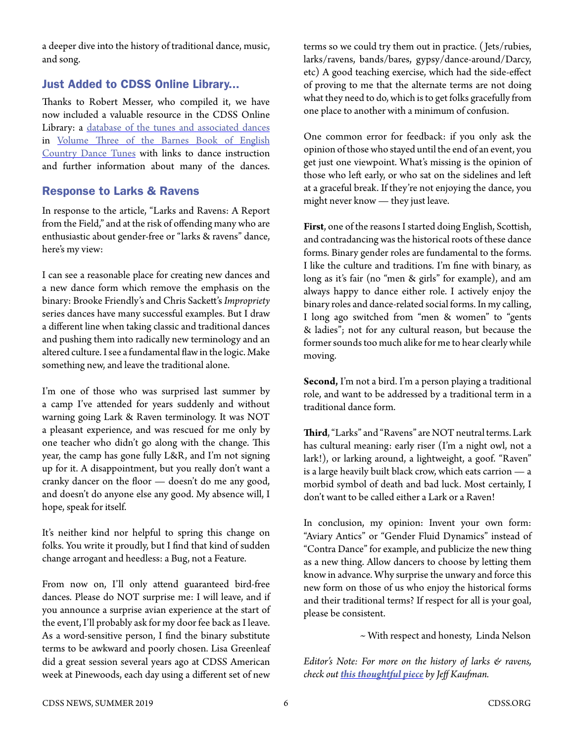a deeper dive into the history of traditional dance, music, and song.

## Just Added to CDSS Online Library...

Thanks to Robert Messer, who compiled it, we have now included a valuable resource in the CDSS Online Library: a database of the tunes and associated dances in Volume Three of the Barnes Book of English Country Dance Tunes with links to dance instruction and further information about many of the dances.

## Response to Larks & Ravens

In response to the article, "Larks and Ravens: A Report from the Field," and at the risk of offending many who are enthusiastic about gender-free or "larks & ravens" dance, here's my view:

I can see a reasonable place for creating new dances and a new dance form which remove the emphasis on the binary: Brooke Friendly's and Chris Sackett's *Impropriety* series dances have many successful examples. But I draw a different line when taking classic and traditional dances and pushing them into radically new terminology and an altered culture. I see a fundamental flaw in the logic. Make something new, and leave the traditional alone.

I'm one of those who was surprised last summer by a camp I've attended for years suddenly and without warning going Lark & Raven terminology. It was NOT a pleasant experience, and was rescued for me only by one teacher who didn't go along with the change. This year, the camp has gone fully L&R, and I'm not signing up for it. A disappointment, but you really don't want a cranky dancer on the floor — doesn't do me any good, and doesn't do anyone else any good. My absence will, I hope, speak for itself.

It's neither kind nor helpful to spring this change on folks. You write it proudly, but I find that kind of sudden change arrogant and heedless: a Bug, not a Feature.

From now on, I'll only attend guaranteed bird-free dances. Please do NOT surprise me: I will leave, and if you announce a surprise avian experience at the start of the event, I'll probably ask for my door fee back as I leave. As a word-sensitive person, I find the binary substitute terms to be awkward and poorly chosen. Lisa Greenleaf did a great session several years ago at CDSS American week at Pinewoods, each day using a different set of new terms so we could try them out in practice. (Jets/rubies, larks/ravens, bands/bares, gypsy/dance-around/Darcy, etc) A good teaching exercise, which had the side-effect of proving to me that the alternate terms are not doing what they need to do, which is to get folks gracefully from one place to another with a minimum of confusion.

One common error for feedback: if you only ask the opinion of those who stayed until the end of an event, you get just one viewpoint. What's missing is the opinion of those who left early, or who sat on the sidelines and left at a graceful break. If they're not enjoying the dance, you might never know — they just leave.

**First**, one of the reasons I started doing English, Scottish, and contradancing was the historical roots of these dance forms. Binary gender roles are fundamental to the forms. I like the culture and traditions. I'm fine with binary, as long as it's fair (no "men & girls" for example), and am always happy to dance either role. I actively enjoy the binary roles and dance-related social forms. In my calling, I long ago switched from "men & women" to "gents & ladies"; not for any cultural reason, but because the former sounds too much alike for me to hear clearly while moving.

**Second,** I'm not a bird. I'm a person playing a traditional role, and want to be addressed by a traditional term in a traditional dance form.

**Third**, "Larks" and "Ravens" are NOT neutral terms. Lark has cultural meaning: early riser (I'm a night owl, not a lark!), or larking around, a lightweight, a goof. "Raven" is a large heavily built black crow, which eats carrion — a morbid symbol of death and bad luck. Most certainly, I don't want to be called either a Lark or a Raven!

In conclusion, my opinion: Invent your own form: "Aviary Antics" or "Gender Fluid Dynamics" instead of "Contra Dance" for example, and publicize the new thing as a new thing. Allow dancers to choose by letting them know in advance. Why surprise the unwary and force this new form on those of us who enjoy the historical forms and their traditional terms? If respect for all is your goal, please be consistent.

~ With respect and honesty, Linda Nelson

*Editor's Note: For more on the history of larks & ravens, check out* ***this thoughtful piece*** *by Jeff Kaufman.*